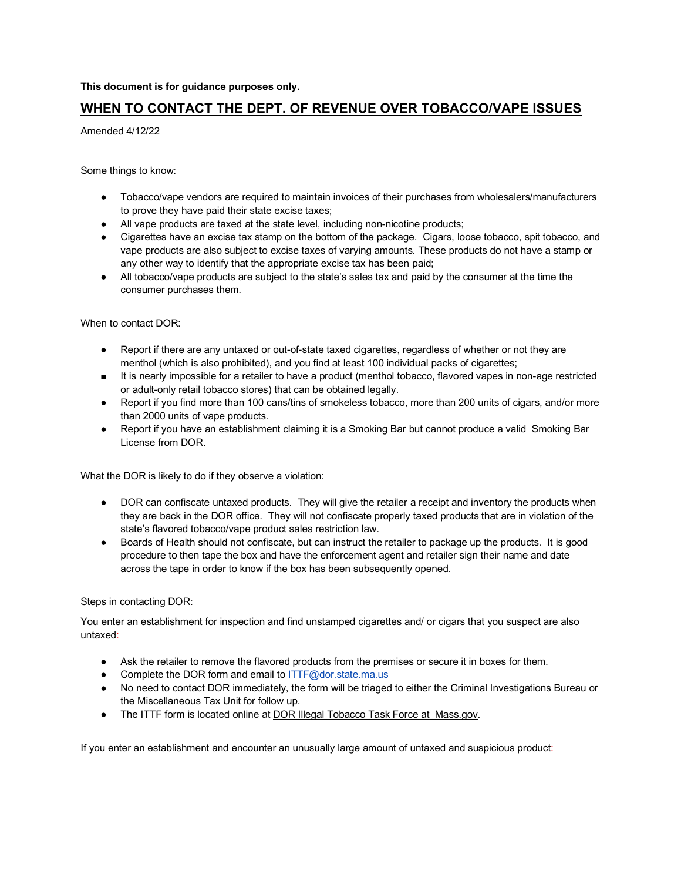**This document is for guidance purposes only.**

# WHEN TO CONTACT THE DEPT. OF REVENUE OVER TOBACCO/VAPE ISSUES

Amended 4/12/22

Some things to know:

- Tobacco/vape vendors are required to maintain invoices of their purchases from wholesalers/manufacturers to prove they have paid their state excise taxes;
- All vape products are taxed at the state level, including non-nicotine products;
- Cigarettes have an excise tax stamp on the bottom of the package. Cigars, loose tobacco, spit tobacco, and vape products are also subject to excise taxes of varying amounts. These products do not have a stamp or any other way to identify that the appropriate excise tax has been paid;
- All tobacco/vape products are subject to the state's sales tax and paid by the consumer at the time the consumer purchases them.

When to contact DOR:

- Report if there are any untaxed or out-of-state taxed cigarettes, regardless of whether or not they are menthol (which is also prohibited), and you find at least 100 individual packs of cigarettes;
- It is nearly impossible for a retailer to have a product (menthol tobacco, flavored vapes in non-age restricted or adult-only retail tobacco stores) that can be obtained legally.
- Report if you find more than 100 cans/tins of smokeless tobacco, more than 200 units of cigars, and/or more than 2000 units of vape products.
- Report if you have an establishment claiming it is a Smoking Bar but cannot produce a valid Smoking Bar License from DOR.

What the DOR is likely to do if they observe a violation:

- DOR can confiscate untaxed products. They will give the retailer a receipt and inventory the products when they are back in the DOR office. They will not confiscate properly taxed products that are in violation of the state's flavored tobacco/vape product sales restriction law.
- Boards of Health should not confiscate, but can instruct the retailer to package up the products. It is good procedure to then tape the box and have the enforcement agent and retailer sign their name and date across the tape in order to know if the box has been subsequently opened.

Steps in contacting DOR:

You enter an establishment for inspection and find unstamped cigarettes and/ or cigars that you suspect are also untaxed:

- Ask the retailer to remove the flavored products from the premises or secure it in boxes for them.
- Complete the DOR form and email to ITTF@dor.state.ma.us
- No need to contact DOR immediately, the form will be triaged to either the Criminal Investigations Bureau or the Miscellaneous Tax Unit for follow up.
- The ITTF form is located online at DOR Illegal Tobacco Task Force at Mass.gov.

If you enter an establishment and encounter an unusually large amount of untaxed and suspicious product: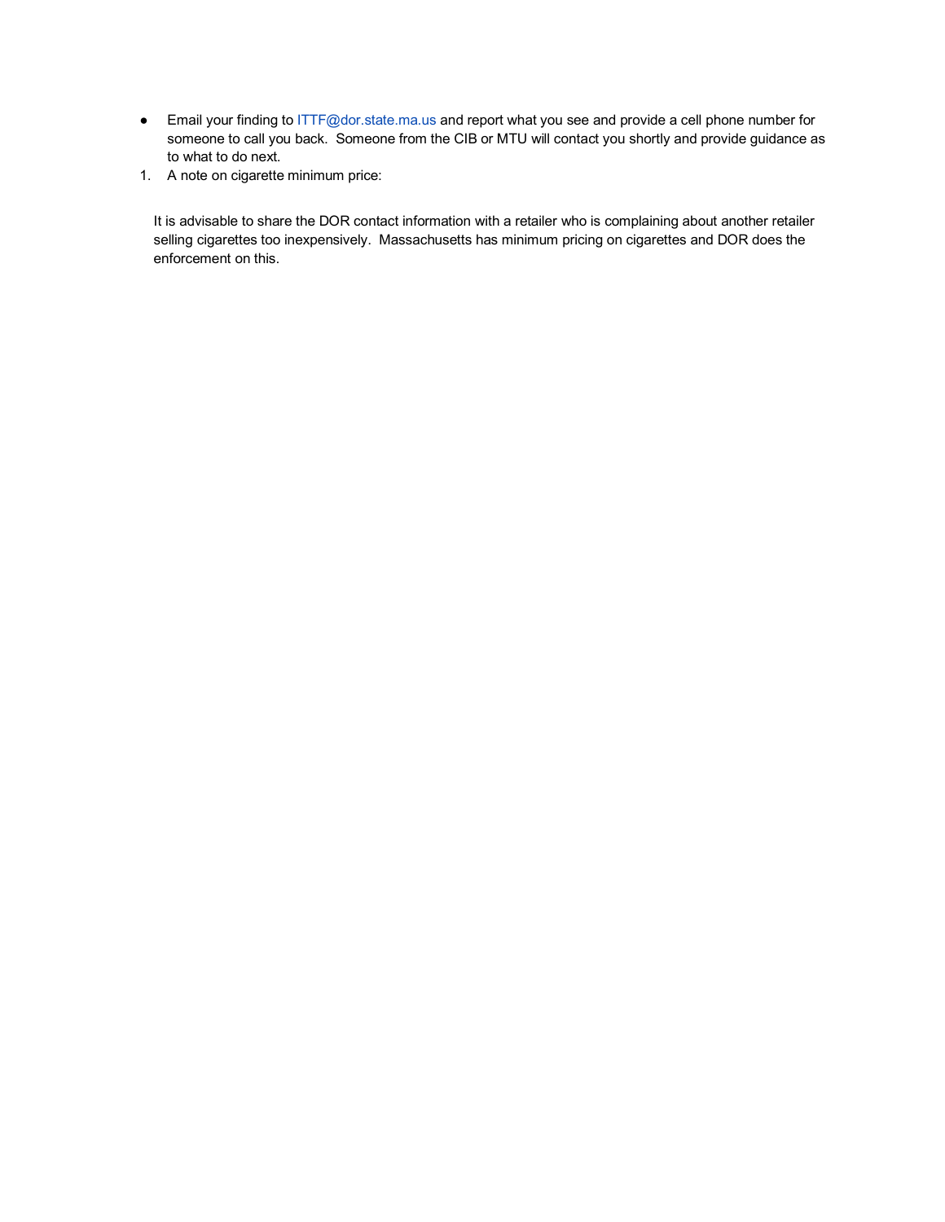- Email your finding to ITTF@dor.state.ma.us and report what you see and provide a cell phone number for someone to call you back. Someone from the CIB or MTU will contact you shortly and provide guidance as to what to do next.

1. A note on cigarette minimum price:

   It is advisable to share the DOR contact information with a retailer who is complaining about another retailer selling cigarettes too inexpensively. Massachusetts has minimum pricing on cigarettes and DOR does the enforcement on this.